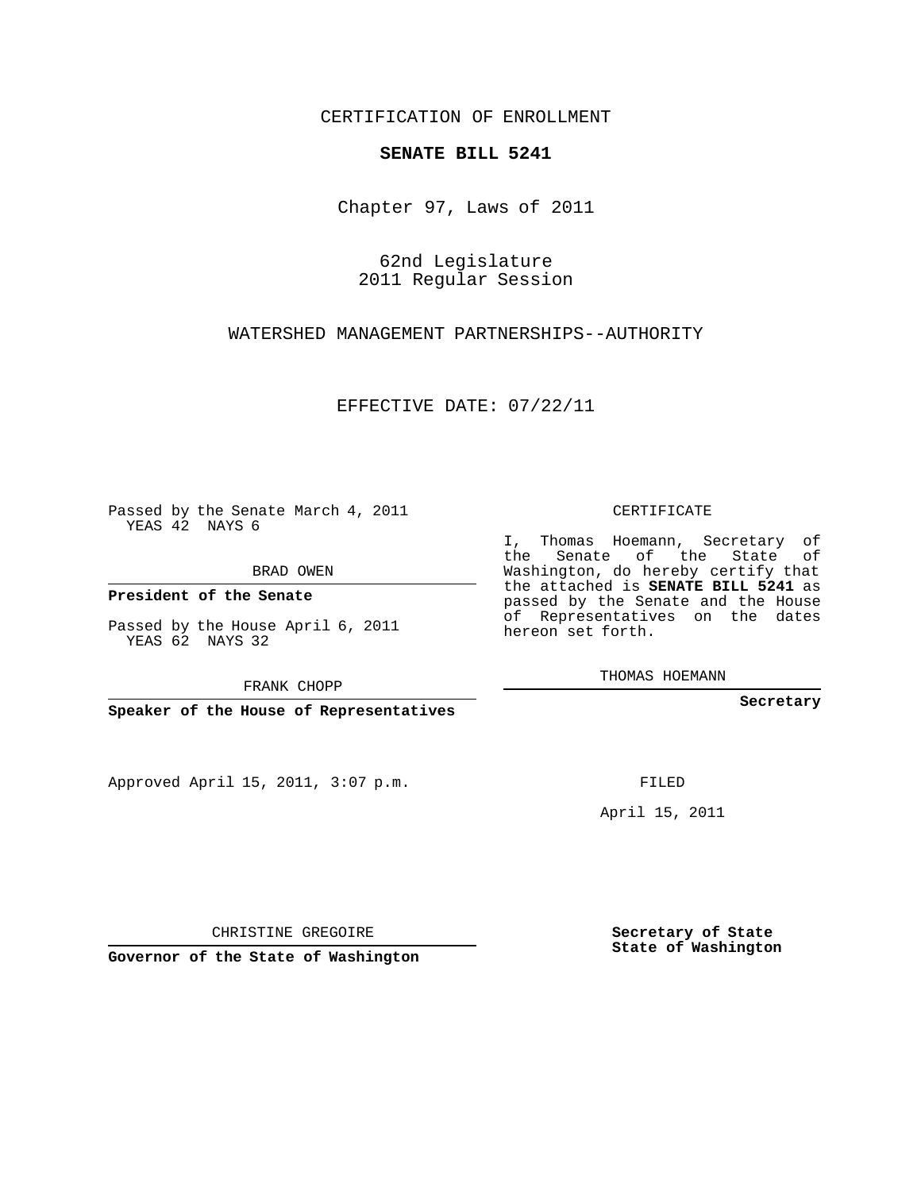CERTIFICATION OF ENROLLMENT

**SENATE BILL 5241**

Chapter 97, Laws of 2011

62nd Legislature
2011 Regular Session

WATERSHED MANAGEMENT PARTNERSHIPS--AUTHORITY

EFFECTIVE DATE: 07/22/11

Passed by the Senate March 4, 2011
YEAS 42 NAYS 6

BRAD OWEN

**President of the Senate**

Passed by the House April 6, 2011
YEAS 62 NAYS 32

FRANK CHOPP

**Speaker of the House of Representatives**

CERTIFICATE

I, Thomas Hoemann, Secretary of the Senate of the State of Washington, do hereby certify that the attached is **SENATE BILL 5241** as passed by the Senate and the House of Representatives on the dates hereon set forth.

THOMAS HOEMANN

**Secretary**

Approved April 15, 2011, 3:07 p.m.

FILED

April 15, 2011

CHRISTINE GREGOIRE

**Governor of the State of Washington**

**Secretary of State**
**State of Washington**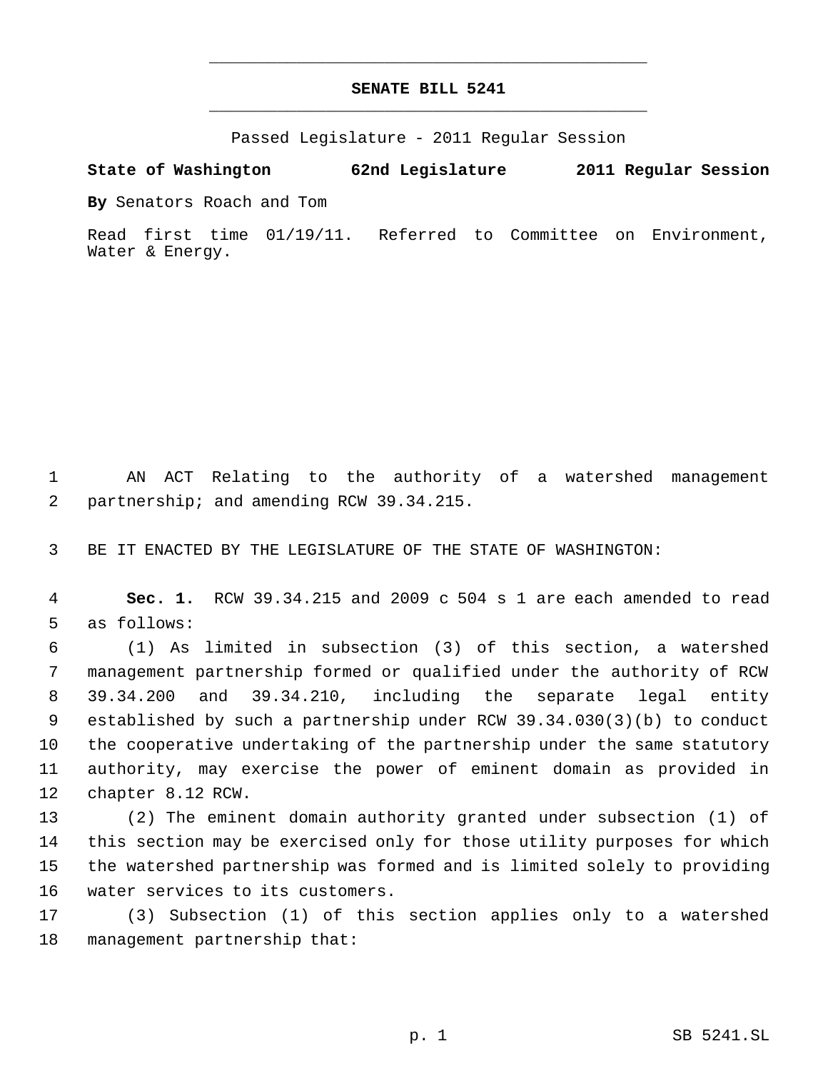# SENATE BILL 5241

Passed Legislature - 2011 Regular Session

**State of Washington 62nd Legislature 2011 Regular Session**

**By** Senators Roach and Tom

Read first time 01/19/11. Referred to Committee on Environment, Water & Energy.

AN ACT Relating to the authority of a watershed management partnership; and amending RCW 39.34.215.

BE IT ENACTED BY THE LEGISLATURE OF THE STATE OF WASHINGTON:

**Sec. 1.** RCW 39.34.215 and 2009 c 504 s 1 are each amended to read as follows:

(1) As limited in subsection (3) of this section, a watershed management partnership formed or qualified under the authority of RCW 39.34.200 and 39.34.210, including the separate legal entity established by such a partnership under RCW 39.34.030(3)(b) to conduct the cooperative undertaking of the partnership under the same statutory authority, may exercise the power of eminent domain as provided in chapter 8.12 RCW.

(2) The eminent domain authority granted under subsection (1) of this section may be exercised only for those utility purposes for which the watershed partnership was formed and is limited solely to providing water services to its customers.

(3) Subsection (1) of this section applies only to a watershed management partnership that: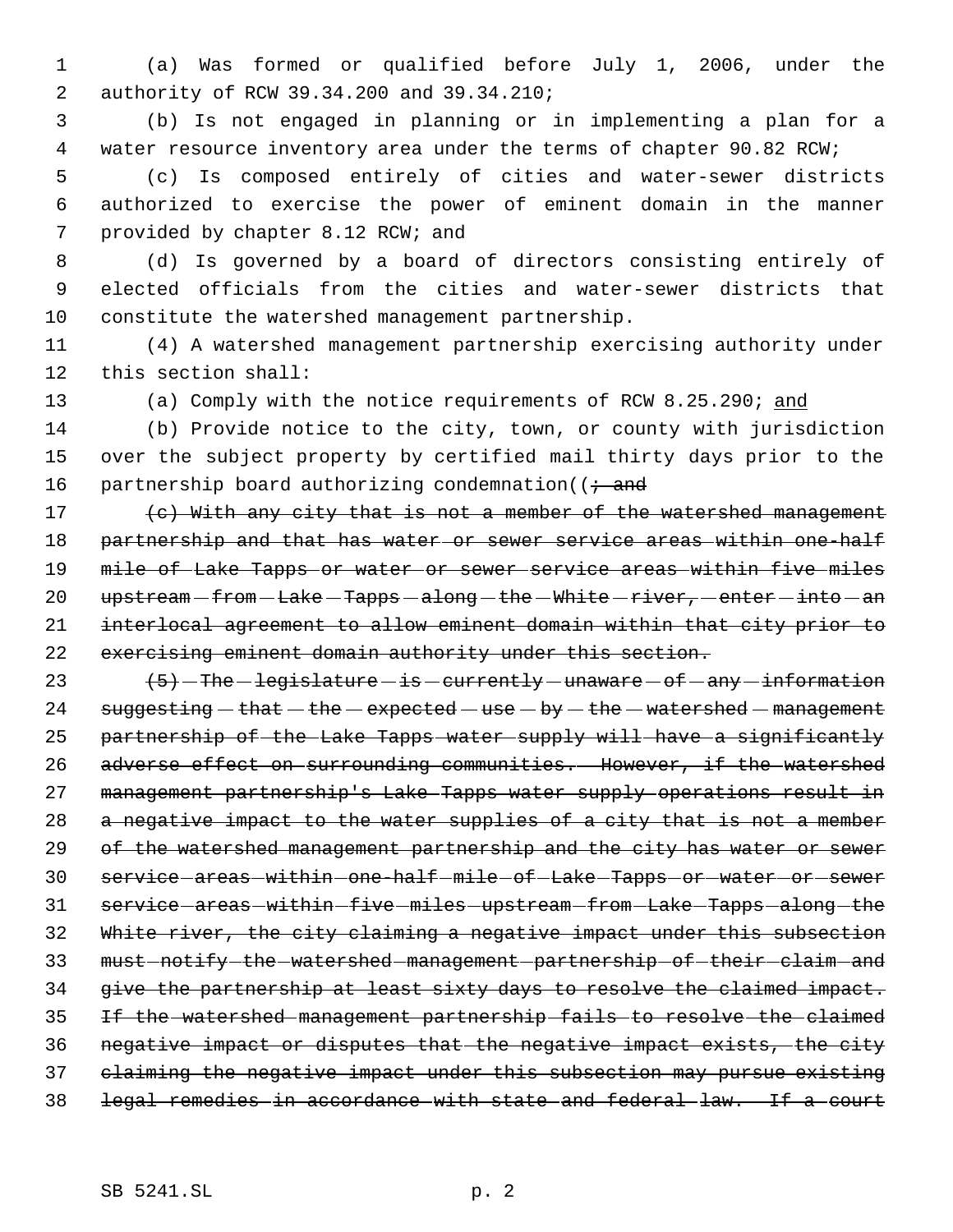(a) Was formed or qualified before July 1, 2006, under the authority of RCW 39.34.200 and 39.34.210;

(b) Is not engaged in planning or in implementing a plan for a water resource inventory area under the terms of chapter 90.82 RCW;

(c) Is composed entirely of cities and water-sewer districts authorized to exercise the power of eminent domain in the manner provided by chapter 8.12 RCW; and

(d) Is governed by a board of directors consisting entirely of elected officials from the cities and water-sewer districts that constitute the watershed management partnership.

(4) A watershed management partnership exercising authority under this section shall:

(a) Comply with the notice requirements of RCW 8.25.290; <u>and</u>

(b) Provide notice to the city, town, or county with jurisdiction over the subject property by certified mail thirty days prior to the partnership board authorizing condemnation((~~; and~~

~~(c) With any city that is not a member of the watershed management partnership and that has water or sewer service areas within one-half mile of Lake Tapps or water or sewer service areas within five miles upstream from Lake Tapps along the White river, enter into an interlocal agreement to allow eminent domain within that city prior to exercising eminent domain authority under this section.~~

~~(5) The legislature is currently unaware of any information suggesting that the expected use by the watershed management partnership of the Lake Tapps water supply will have a significantly adverse effect on surrounding communities. However, if the watershed management partnership's Lake Tapps water supply operations result in a negative impact to the water supplies of a city that is not a member of the watershed management partnership and the city has water or sewer service areas within one-half mile of Lake Tapps or water or sewer service areas within five miles upstream from Lake Tapps along the White river, the city claiming a negative impact under this subsection must notify the watershed management partnership of their claim and give the partnership at least sixty days to resolve the claimed impact. If the watershed management partnership fails to resolve the claimed negative impact or disputes that the negative impact exists, the city claiming the negative impact under this subsection may pursue existing legal remedies in accordance with state and federal law. If a court~~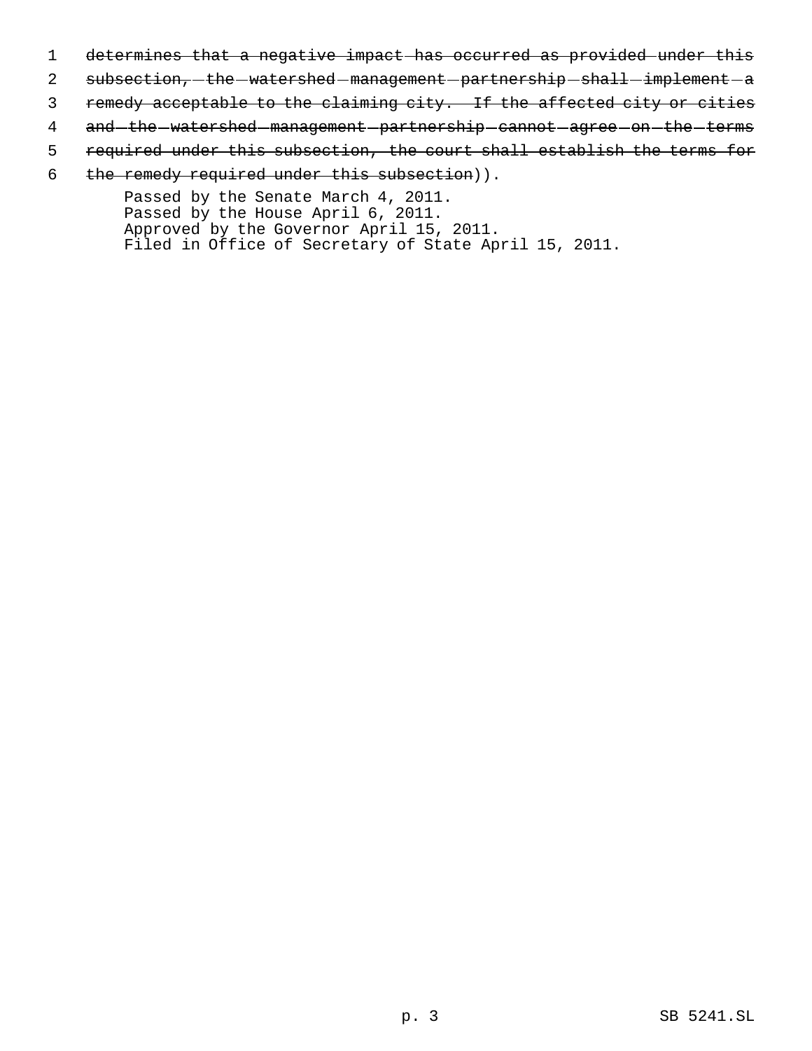1 ~~determines that a negative impact has occurred as provided under this~~
2 ~~subsection, the watershed management partnership shall implement a~~
3 ~~remedy acceptable to the claiming city. If the affected city or cities~~
4 ~~and the watershed management partnership cannot agree on the terms~~
5 ~~required under this subsection, the court shall establish the terms for~~
6 ~~the remedy required under this subsection~~)).

Passed by the Senate March 4, 2011.
Passed by the House April 6, 2011.
Approved by the Governor April 15, 2011.
Filed in Office of Secretary of State April 15, 2011.